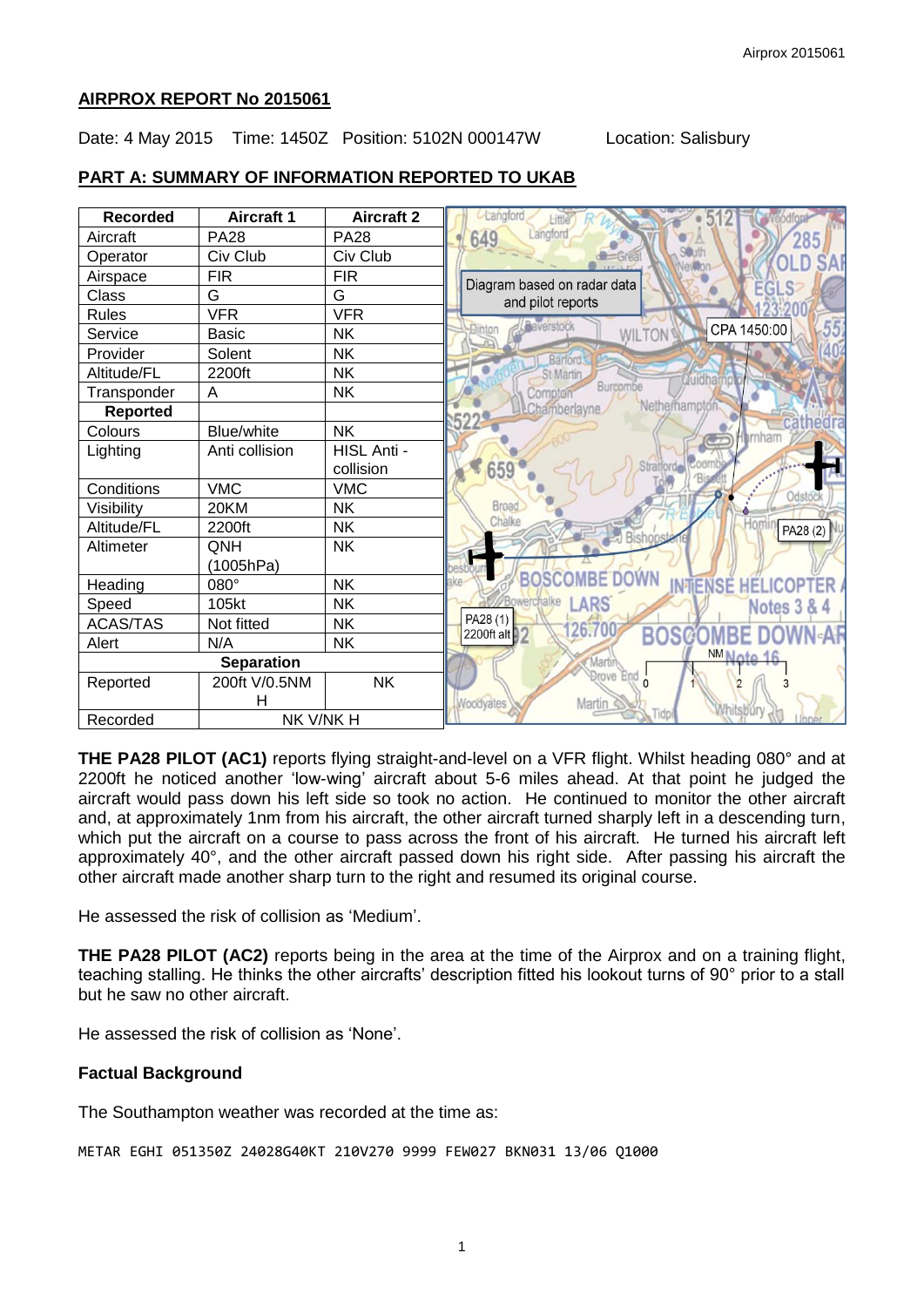## AIRPROX REPORT No 2015061

Date: 4 May 2015 Time: 1450Z Position: 5102N 000147W Location: Salisbury

### PART A: SUMMARY OF INFORMATION REPORTED TO UKAB

| Recorded | Aircraft 1 | Aircraft 2 |
|---|---|---|
| Aircraft | PA28 | PA28 |
| Operator | Civ Club | Civ Club |
| Airspace | FIR | FIR |
| Class | G | G |
| Rules | VFR | VFR |
| Service | Basic | NK |
| Provider | Solent | NK |
| Altitude/FL | 2200ft | NK |
| Transponder | A | NK |
| **Reported** | | |
| Colours | Blue/white | NK |
| Lighting | Anti collision | HISL Anti - collision |
| Conditions | VMC | VMC |
| Visibility | 20KM | NK |
| Altitude/FL | 2200ft | NK |
| Altimeter | QNH (1005hPa) | NK |
| Heading | 080° | NK |
| Speed | 105kt | NK |
| ACAS/TAS | Not fitted | NK |
| Alert | N/A | NK |
| **Separation** | | |
| Reported | 200ft V/0.5NM H | NK |
| Recorded | NK V/NK H | |

Diagram based on radar data and pilot reports

CPA 1450:00

PA28 (1) 2200ft alt

PA28 (2)

**THE PA28 PILOT (AC1)** reports flying straight-and-level on a VFR flight. Whilst heading 080° and at 2200ft he noticed another 'low-wing' aircraft about 5-6 miles ahead. At that point he judged the aircraft would pass down his left side so took no action. He continued to monitor the other aircraft and, at approximately 1nm from his aircraft, the other aircraft turned sharply left in a descending turn, which put the aircraft on a course to pass across the front of his aircraft. He turned his aircraft left approximately 40°, and the other aircraft passed down his right side. After passing his aircraft the other aircraft made another sharp turn to the right and resumed its original course.

He assessed the risk of collision as 'Medium'.

**THE PA28 PILOT (AC2)** reports being in the area at the time of the Airprox and on a training flight, teaching stalling. He thinks the other aircrafts' description fitted his lookout turns of 90° prior to a stall but he saw no other aircraft.

He assessed the risk of collision as 'None'.

### Factual Background

The Southampton weather was recorded at the time as:

```
METAR EGHI 051350Z 24028G40KT 210V270 9999 FEW027 BKN031 13/06 Q1000
```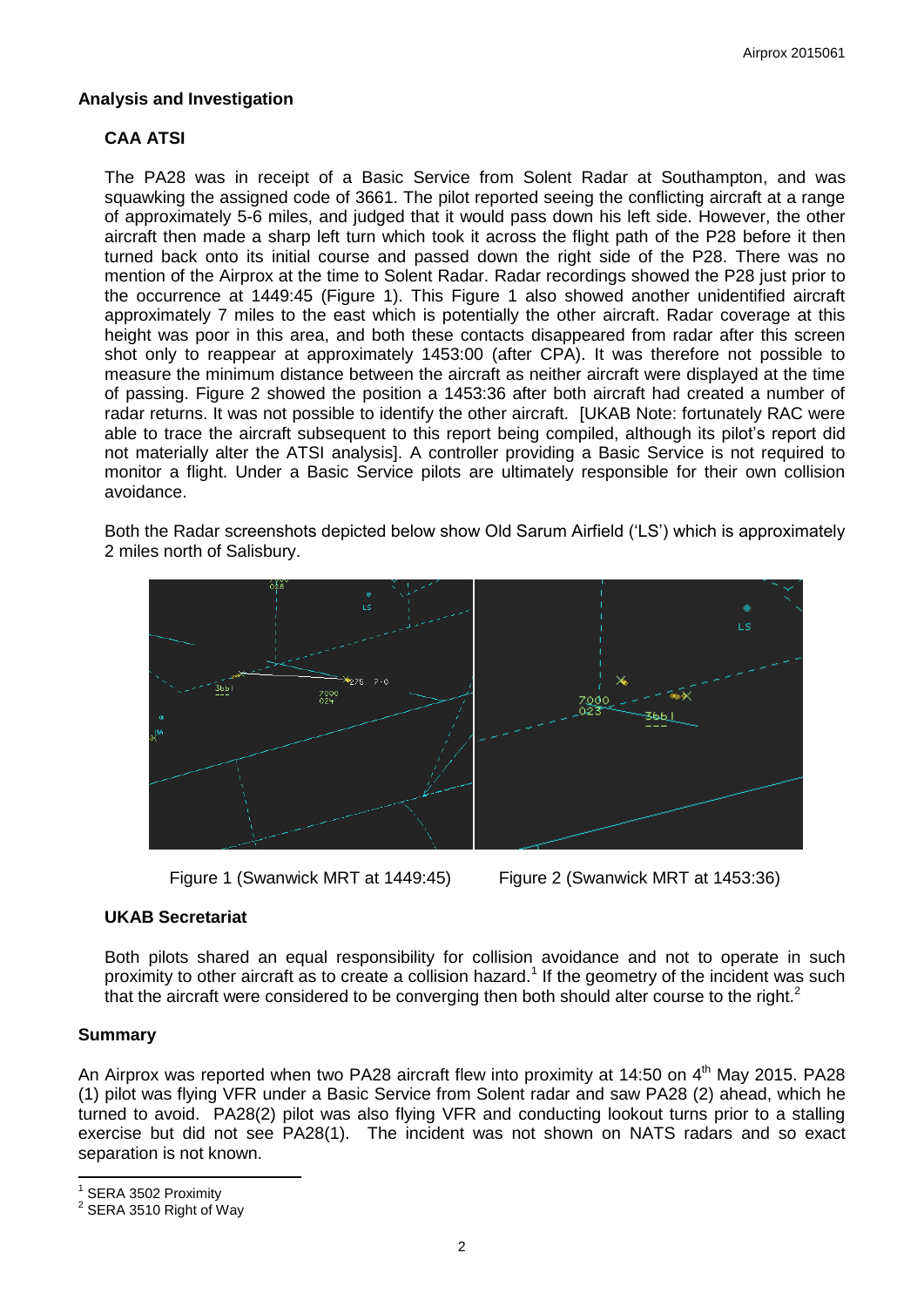## Analysis and Investigation

### CAA ATSI

The PA28 was in receipt of a Basic Service from Solent Radar at Southampton, and was squawking the assigned code of 3661. The pilot reported seeing the conflicting aircraft at a range of approximately 5-6 miles, and judged that it would pass down his left side. However, the other aircraft then made a sharp left turn which took it across the flight path of the P28 before it then turned back onto its initial course and passed down the right side of the P28. There was no mention of the Airprox at the time to Solent Radar. Radar recordings showed the P28 just prior to the occurrence at 1449:45 (Figure 1). This Figure 1 also showed another unidentified aircraft approximately 7 miles to the east which is potentially the other aircraft. Radar coverage at this height was poor in this area, and both these contacts disappeared from radar after this screen shot only to reappear at approximately 1453:00 (after CPA). It was therefore not possible to measure the minimum distance between the aircraft as neither aircraft were displayed at the time of passing. Figure 2 showed the position a 1453:36 after both aircraft had created a number of radar returns. It was not possible to identify the other aircraft. [UKAB Note: fortunately RAC were able to trace the aircraft subsequent to this report being compiled, although its pilot's report did not materially alter the ATSI analysis]. A controller providing a Basic Service is not required to monitor a flight. Under a Basic Service pilots are ultimately responsible for their own collision avoidance.

Both the Radar screenshots depicted below show Old Sarum Airfield ('LS') which is approximately 2 miles north of Salisbury.

Figure 1 (Swanwick MRT at 1449:45)

Figure 2 (Swanwick MRT at 1453:36)

### UKAB Secretariat

Both pilots shared an equal responsibility for collision avoidance and not to operate in such proximity to other aircraft as to create a collision hazard.[1] If the geometry of the incident was such that the aircraft were considered to be converging then both should alter course to the right.[2]

## Summary

An Airprox was reported when two PA28 aircraft flew into proximity at 14:50 on 4th May 2015. PA28 (1) pilot was flying VFR under a Basic Service from Solent radar and saw PA28 (2) ahead, which he turned to avoid. PA28(2) pilot was also flying VFR and conducting lookout turns prior to a stalling exercise but did not see PA28(1). The incident was not shown on NATS radars and so exact separation is not known.

[1] SERA 3502 Proximity
[2] SERA 3510 Right of Way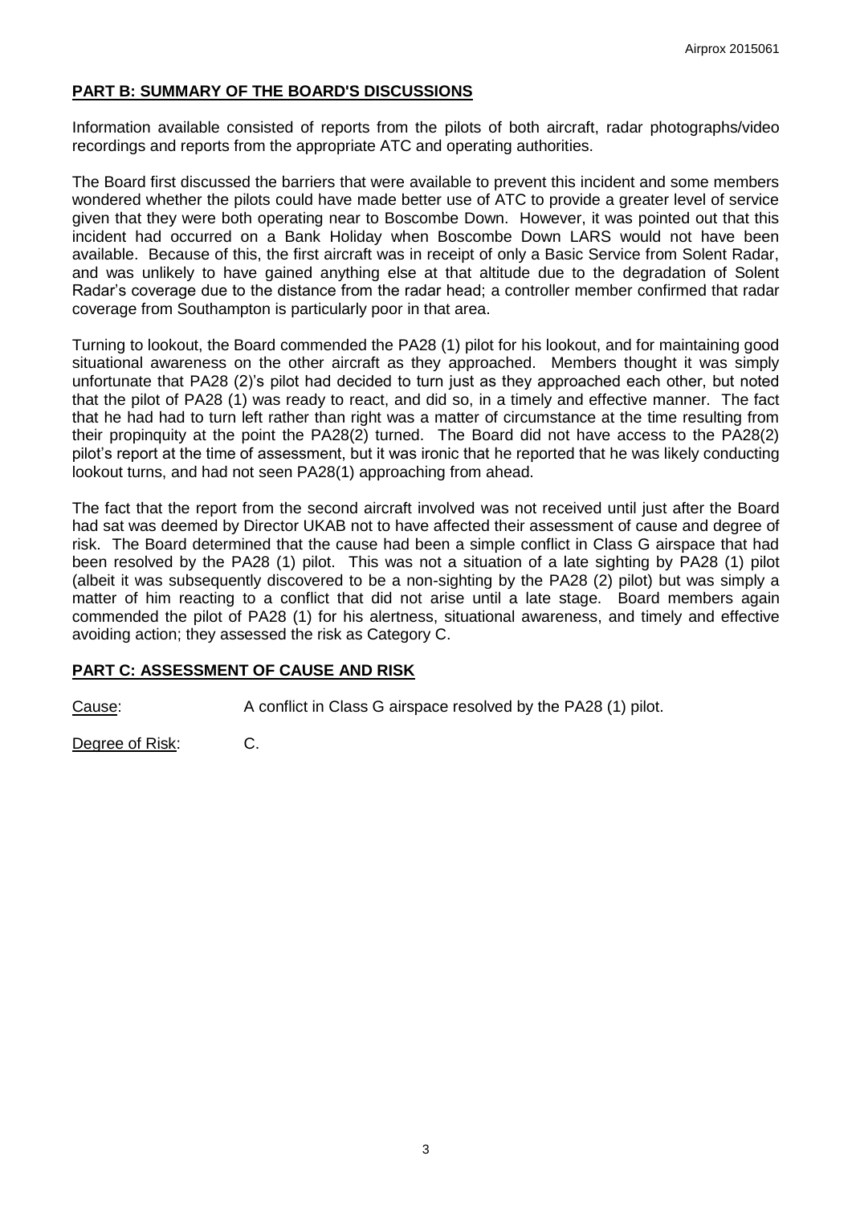## PART B: SUMMARY OF THE BOARD'S DISCUSSIONS

Information available consisted of reports from the pilots of both aircraft, radar photographs/video recordings and reports from the appropriate ATC and operating authorities.

The Board first discussed the barriers that were available to prevent this incident and some members wondered whether the pilots could have made better use of ATC to provide a greater level of service given that they were both operating near to Boscombe Down. However, it was pointed out that this incident had occurred on a Bank Holiday when Boscombe Down LARS would not have been available. Because of this, the first aircraft was in receipt of only a Basic Service from Solent Radar, and was unlikely to have gained anything else at that altitude due to the degradation of Solent Radar's coverage due to the distance from the radar head; a controller member confirmed that radar coverage from Southampton is particularly poor in that area.

Turning to lookout, the Board commended the PA28 (1) pilot for his lookout, and for maintaining good situational awareness on the other aircraft as they approached. Members thought it was simply unfortunate that PA28 (2)'s pilot had decided to turn just as they approached each other, but noted that the pilot of PA28 (1) was ready to react, and did so, in a timely and effective manner. The fact that he had had to turn left rather than right was a matter of circumstance at the time resulting from their propinquity at the point the PA28(2) turned. The Board did not have access to the PA28(2) pilot's report at the time of assessment, but it was ironic that he reported that he was likely conducting lookout turns, and had not seen PA28(1) approaching from ahead.

The fact that the report from the second aircraft involved was not received until just after the Board had sat was deemed by Director UKAB not to have affected their assessment of cause and degree of risk. The Board determined that the cause had been a simple conflict in Class G airspace that had been resolved by the PA28 (1) pilot. This was not a situation of a late sighting by PA28 (1) pilot (albeit it was subsequently discovered to be a non-sighting by the PA28 (2) pilot) but was simply a matter of him reacting to a conflict that did not arise until a late stage. Board members again commended the pilot of PA28 (1) for his alertness, situational awareness, and timely and effective avoiding action; they assessed the risk as Category C.

## PART C: ASSESSMENT OF CAUSE AND RISK

Cause: A conflict in Class G airspace resolved by the PA28 (1) pilot.

Degree of Risk: C.